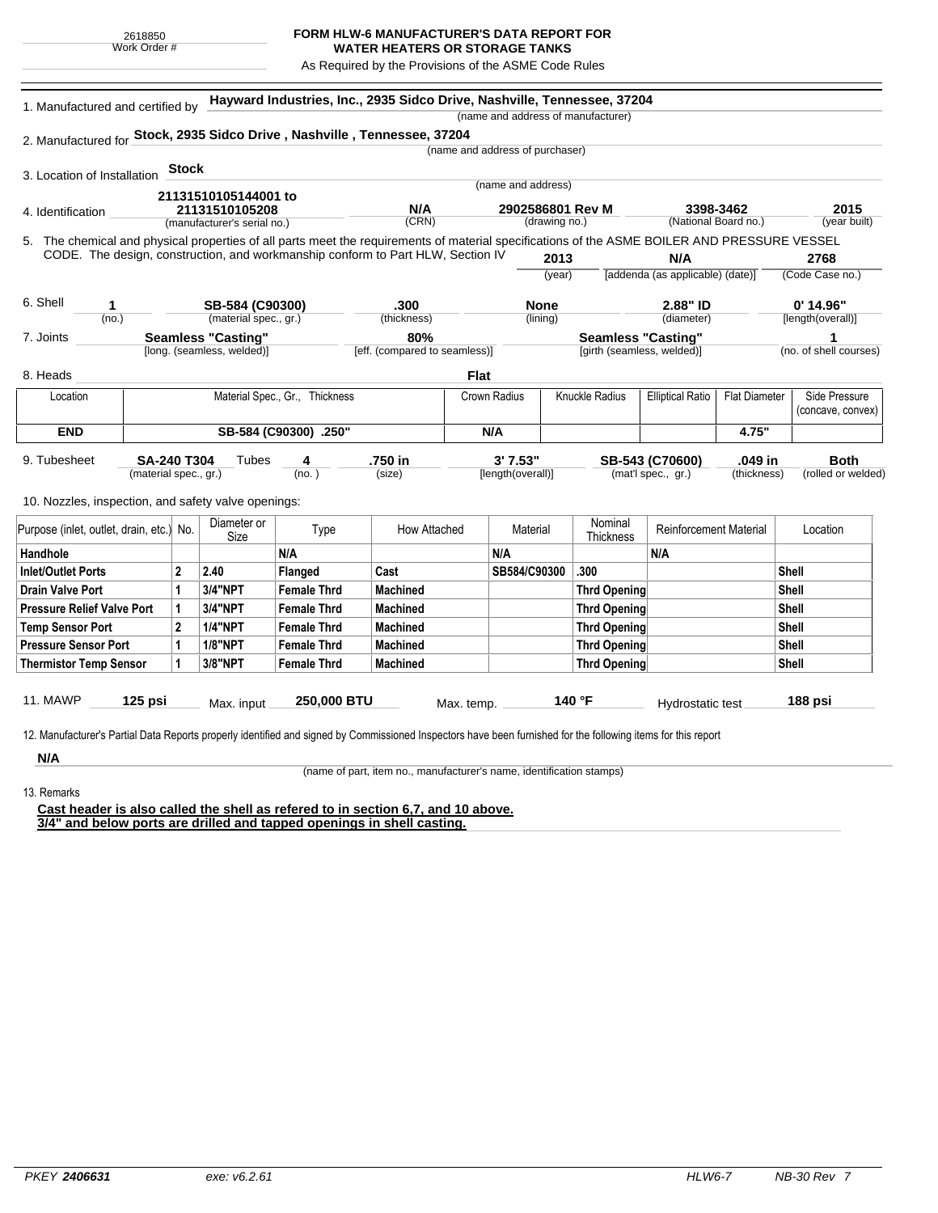2618850
Work Order #

# FORM HLW-6 MANUFACTURER'S DATA REPORT FOR WATER HEATERS OR STORAGE TANKS

As Required by the Provisions of the ASME Code Rules

1. Manufactured and certified by **Hayward Industries, Inc., 2935 Sidco Drive, Nashville, Tennessee, 37204**
(name and address of manufacturer)

2. Manufactured for **Stock, 2935 Sidco Drive , Nashville , Tennessee, 37204**
(name and address of purchaser)

3. Location of Installation **Stock**
(name and address)

4. Identification

| 21131510105144001 to 21131510105208 | N/A | 2902586801 Rev M | 3398-3462 | 2015 |
|---|---|---|---|---|
| (manufacturer's serial no.) | (CRN) | (drawing no.) | (National Board no.) | (year built) |

5. The chemical and physical properties of all parts meet the requirements of material specifications of the ASME BOILER AND PRESSURE VESSEL CODE. The design, construction, and workmanship conform to Part HLW, Section IV

| 2013 | N/A | 2768 |
|---|---|---|
| (year) | [addenda (as applicable) (date)] | (Code Case no.) |

6. Shell

| 1 | SB-584 (C90300) | .300 | None | 2.88" ID | 0' 14.96" |
|---|---|---|---|---|---|
| (no.) | (material spec., gr.) | (thickness) | (lining) | (diameter) | [length(overall)] |

7. Joints

| Seamless "Casting" | 80% | Seamless "Casting" | 1 |
|---|---|---|---|
| [long. (seamless, welded)] | [eff. (compared to seamless)] | [girth (seamless, welded)] | (no. of shell courses) |

8. Heads **Flat**

| Location | Material Spec., Gr., Thickness | Crown Radius | Knuckle Radius | Elliptical Ratio | Flat Diameter | Side Pressure (concave, convex) |
|---|---|---|---|---|---|---|
| **END** | **SB-584 (C90300) .250"** | **N/A** | | | **4.75"** | |

9. Tubesheet

| SA-240 T304 | Tubes 4 | .750 in | 3' 7.53" | SB-543 (C70600) | .049 in | Both |
|---|---|---|---|---|---|---|
| (material spec., gr.) | (no.) | (size) | [length(overall)] | (mat'l spec., gr.) | (thickness) | (rolled or welded) |

10. Nozzles, inspection, and safety valve openings:

| Purpose (inlet, outlet, drain, etc.) | No. | Diameter or Size | Type | How Attached | Material | Nominal Thickness | Reinforcement Material | Location |
|---|---|---|---|---|---|---|---|---|
| **Handhole** | | | **N/A** | | **N/A** | | **N/A** | |
| **Inlet/Outlet Ports** | **2** | **2.40** | **Flanged** | **Cast** | **SB584/C90300** | **.300** | | **Shell** |
| **Drain Valve Port** | **1** | **3/4"NPT** | **Female Thrd** | **Machined** | | **Thrd Opening** | | **Shell** |
| **Pressure Relief Valve Port** | **1** | **3/4"NPT** | **Female Thrd** | **Machined** | | **Thrd Opening** | | **Shell** |
| **Temp Sensor Port** | **2** | **1/4"NPT** | **Female Thrd** | **Machined** | | **Thrd Opening** | | **Shell** |
| **Pressure Sensor Port** | **1** | **1/8"NPT** | **Female Thrd** | **Machined** | | **Thrd Opening** | | **Shell** |
| **Thermistor Temp Sensor** | **1** | **3/8"NPT** | **Female Thrd** | **Machined** | | **Thrd Opening** | | **Shell** |

11. MAWP **125 psi** Max. input **250,000 BTU** Max. temp. **140 °F** Hydrostatic test **188 psi**

12. Manufacturer's Partial Data Reports properly identified and signed by Commissioned Inspectors have been furnished for the following items for this report

**N/A**
(name of part, item no., manufacturer's name, identification stamps)

13. Remarks

**Cast header is also called the shell as refered to in section 6,7, and 10 above.**
**3/4" and below ports are drilled and tapped openings in shell casting.**

PKEY **2406631** exe: v6.2.61 HLW6-7 NB-30 Rev 7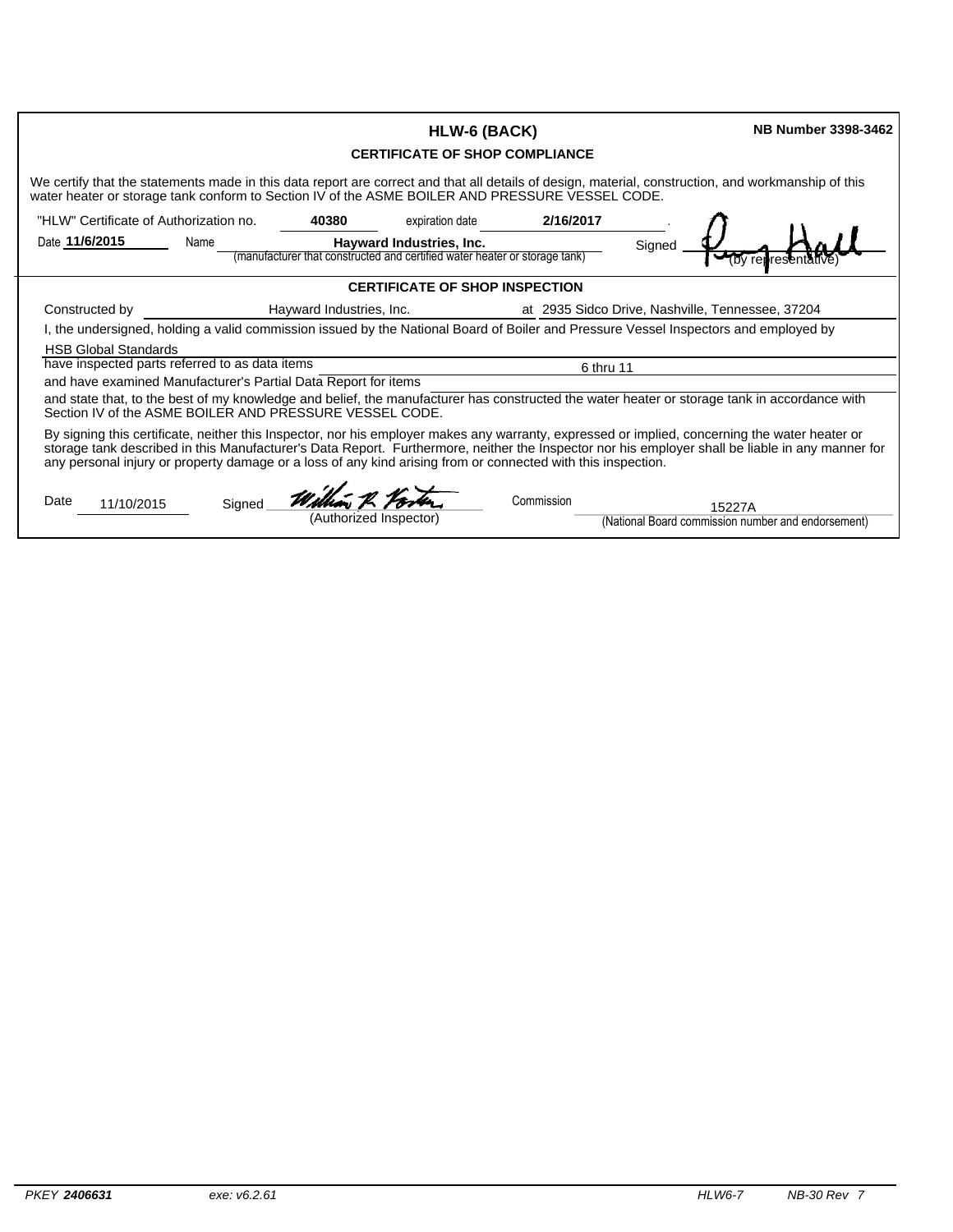# HLW-6 (BACK)

**NB Number 3398-3462**

## CERTIFICATE OF SHOP COMPLIANCE

We certify that the statements made in this data report are correct and that all details of design, material, construction, and workmanship of this water heater or storage tank conform to Section IV of the ASME BOILER AND PRESSURE VESSEL CODE.

"HLW" Certificate of Authorization no. **40380** expiration date **2/16/2017** .

Date **11/6/2015** Name **Hayward Industries, Inc.** Signed ____________
(manufacturer that constructed and certified water heater or storage tank) (by representative)

## CERTIFICATE OF SHOP INSPECTION

Constructed by Hayward Industries, Inc. at 2935 Sidco Drive, Nashville, Tennessee, 37204

I, the undersigned, holding a valid commission issued by the National Board of Boiler and Pressure Vessel Inspectors and employed by HSB Global Standards

have inspected parts referred to as data items 6 thru 11

and have examined Manufacturer's Partial Data Report for items

and state that, to the best of my knowledge and belief, the manufacturer has constructed the water heater or storage tank in accordance with Section IV of the ASME BOILER AND PRESSURE VESSEL CODE.

By signing this certificate, neither this Inspector, nor his employer makes any warranty, expressed or implied, concerning the water heater or storage tank described in this Manufacturer's Data Report. Furthermore, neither the Inspector nor his employer shall be liable in any manner for any personal injury or property damage or a loss of any kind arising from or connected with this inspection.

Date 11/10/2015 Signed ____________ Commission 15227A
(Authorized Inspector) (National Board commission number and endorsement)

PKEY **2406631** exe: v6.2.61 HLW6-7 NB-30 Rev 7